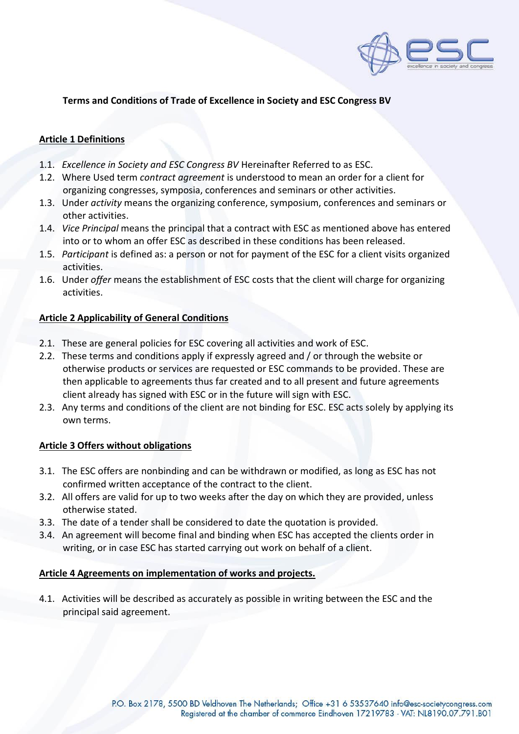**Terms and Conditions of Trade of Excellence in Society and ESC Congress BV**

**Article 1 Definitions**

1.1. *Excellence in Society and ESC Congress BV* Hereinafter Referred to as ESC.

1.2. Where Used term *contract agreement* is understood to mean an order for a client for organizing congresses, symposia, conferences and seminars or other activities.

1.3. Under *activity* means the organizing conference, symposium, conferences and seminars or other activities.

1.4. *Vice Principal* means the principal that a contract with ESC as mentioned above has entered into or to whom an offer ESC as described in these conditions has been released.

1.5. *Participant* is defined as: a person or not for payment of the ESC for a client visits organized activities.

1.6. Under *offer* means the establishment of ESC costs that the client will charge for organizing activities.

**Article 2 Applicability of General Conditions**

2.1. These are general policies for ESC covering all activities and work of ESC.

2.2. These terms and conditions apply if expressly agreed and / or through the website or otherwise products or services are requested or ESC commands to be provided. These are then applicable to agreements thus far created and to all present and future agreements client already has signed with ESC or in the future will sign with ESC.

2.3. Any terms and conditions of the client are not binding for ESC. ESC acts solely by applying its own terms.

**Article 3 Offers without obligations**

3.1. The ESC offers are nonbinding and can be withdrawn or modified, as long as ESC has not confirmed written acceptance of the contract to the client.

3.2. All offers are valid for up to two weeks after the day on which they are provided, unless otherwise stated.

3.3. The date of a tender shall be considered to date the quotation is provided.

3.4. An agreement will become final and binding when ESC has accepted the clients order in writing, or in case ESC has started carrying out work on behalf of a client.

**Article 4 Agreements on implementation of works and projects.**

4.1. Activities will be described as accurately as possible in writing between the ESC and the principal said agreement.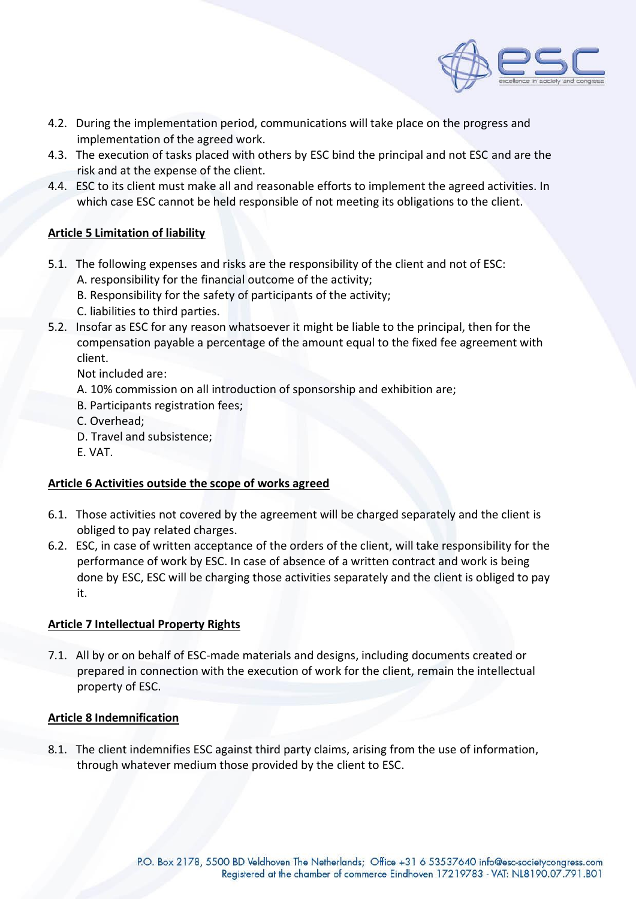4.2. During the implementation period, communications will take place on the progress and implementation of the agreed work.

4.3. The execution of tasks placed with others by ESC bind the principal and not ESC and are the risk and at the expense of the client.

4.4. ESC to its client must make all and reasonable efforts to implement the agreed activities. In which case ESC cannot be held responsible of not meeting its obligations to the client.

**Article 5 Limitation of liability**

5.1. The following expenses and risks are the responsibility of the client and not of ESC:
A. responsibility for the financial outcome of the activity;
B. Responsibility for the safety of participants of the activity;
C. liabilities to third parties.

5.2. Insofar as ESC for any reason whatsoever it might be liable to the principal, then for the compensation payable a percentage of the amount equal to the fixed fee agreement with client.
Not included are:
A. 10% commission on all introduction of sponsorship and exhibition are;
B. Participants registration fees;
C. Overhead;
D. Travel and subsistence;
E. VAT.

**Article 6 Activities outside the scope of works agreed**

6.1. Those activities not covered by the agreement will be charged separately and the client is obliged to pay related charges.

6.2. ESC, in case of written acceptance of the orders of the client, will take responsibility for the performance of work by ESC. In case of absence of a written contract and work is being done by ESC, ESC will be charging those activities separately and the client is obliged to pay it.

**Article 7 Intellectual Property Rights**

7.1. All by or on behalf of ESC-made materials and designs, including documents created or prepared in connection with the execution of work for the client, remain the intellectual property of ESC.

**Article 8 Indemnification**

8.1. The client indemnifies ESC against third party claims, arising from the use of information, through whatever medium those provided by the client to ESC.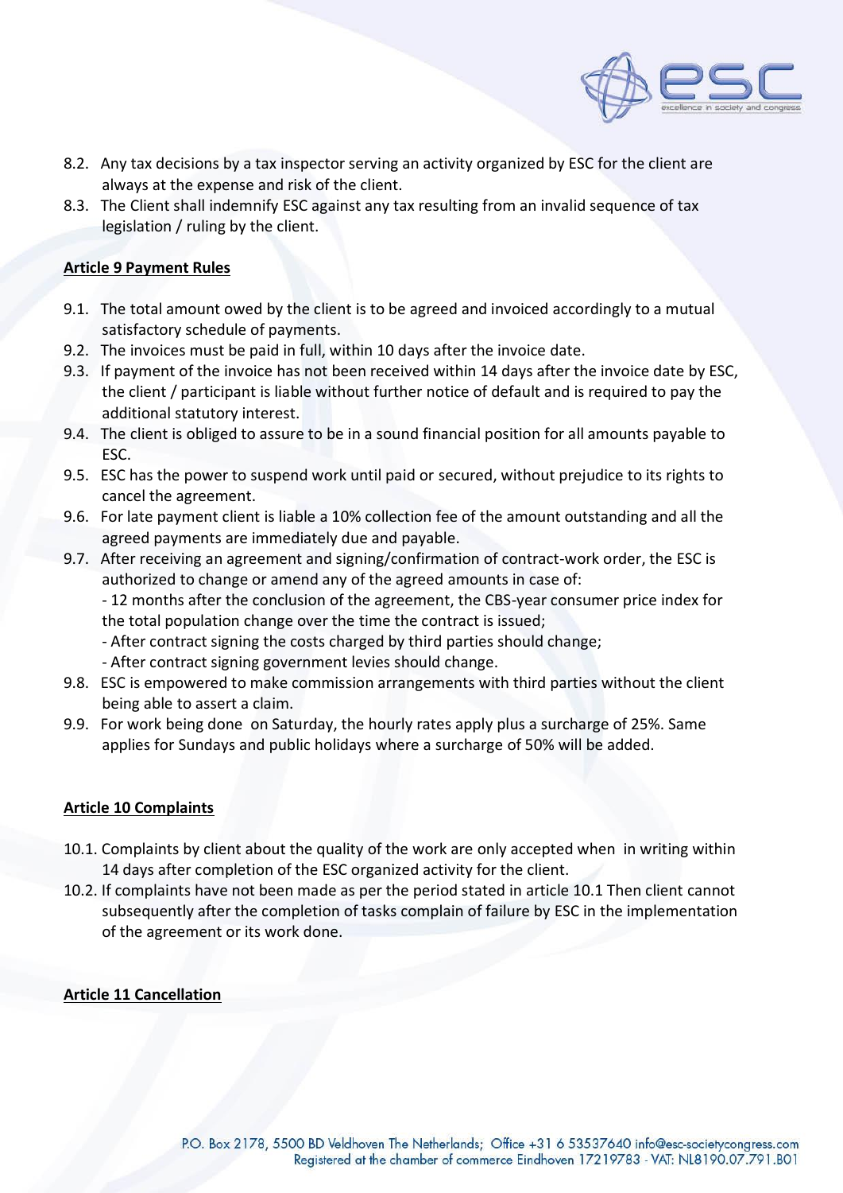8.2. Any tax decisions by a tax inspector serving an activity organized by ESC for the client are always at the expense and risk of the client.

8.3. The Client shall indemnify ESC against any tax resulting from an invalid sequence of tax legislation / ruling by the client.

**Article 9 Payment Rules**

9.1. The total amount owed by the client is to be agreed and invoiced accordingly to a mutual satisfactory schedule of payments.

9.2. The invoices must be paid in full, within 10 days after the invoice date.

9.3. If payment of the invoice has not been received within 14 days after the invoice date by ESC, the client / participant is liable without further notice of default and is required to pay the additional statutory interest.

9.4. The client is obliged to assure to be in a sound financial position for all amounts payable to ESC.

9.5. ESC has the power to suspend work until paid or secured, without prejudice to its rights to cancel the agreement.

9.6. For late payment client is liable a 10% collection fee of the amount outstanding and all the agreed payments are immediately due and payable.

9.7. After receiving an agreement and signing/confirmation of contract-work order, the ESC is authorized to change or amend any of the agreed amounts in case of:
- 12 months after the conclusion of the agreement, the CBS-year consumer price index for the total population change over the time the contract is issued;
- After contract signing the costs charged by third parties should change;
- After contract signing government levies should change.

9.8. ESC is empowered to make commission arrangements with third parties without the client being able to assert a claim.

9.9. For work being done on Saturday, the hourly rates apply plus a surcharge of 25%. Same applies for Sundays and public holidays where a surcharge of 50% will be added.

**Article 10 Complaints**

10.1. Complaints by client about the quality of the work are only accepted when in writing within 14 days after completion of the ESC organized activity for the client.

10.2. If complaints have not been made as per the period stated in article 10.1 Then client cannot subsequently after the completion of tasks complain of failure by ESC in the implementation of the agreement or its work done.

**Article 11 Cancellation**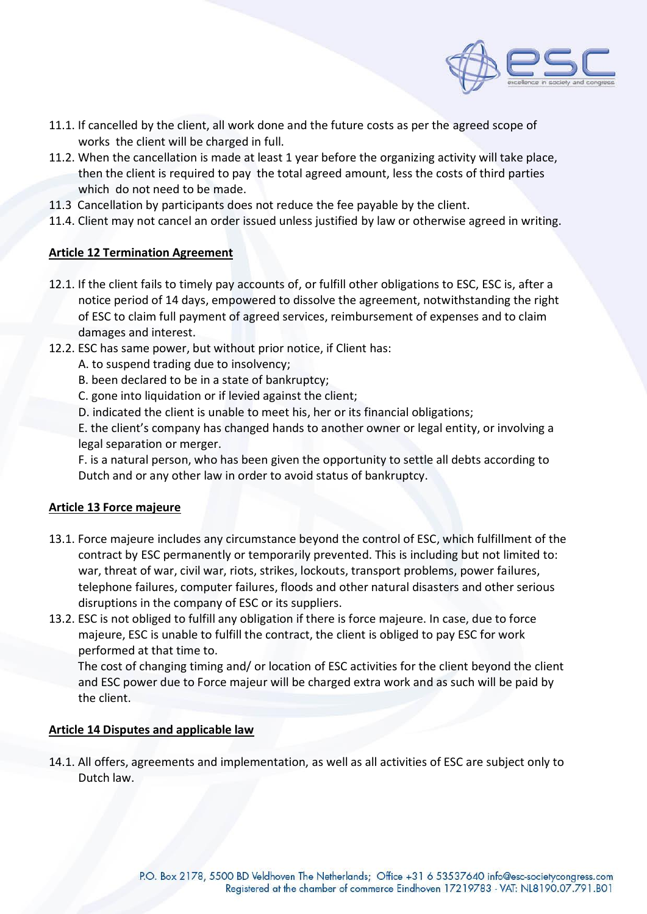11.1. If cancelled by the client, all work done and the future costs as per the agreed scope of works the client will be charged in full.

11.2. When the cancellation is made at least 1 year before the organizing activity will take place, then the client is required to pay the total agreed amount, less the costs of third parties which do not need to be made.

11.3 Cancellation by participants does not reduce the fee payable by the client.

11.4. Client may not cancel an order issued unless justified by law or otherwise agreed in writing.

## Article 12 Termination Agreement

12.1. If the client fails to timely pay accounts of, or fulfill other obligations to ESC, ESC is, after a notice period of 14 days, empowered to dissolve the agreement, notwithstanding the right of ESC to claim full payment of agreed services, reimbursement of expenses and to claim damages and interest.

12.2. ESC has same power, but without prior notice, if Client has:

A. to suspend trading due to insolvency;

B. been declared to be in a state of bankruptcy;

C. gone into liquidation or if levied against the client;

D. indicated the client is unable to meet his, her or its financial obligations;

E. the client's company has changed hands to another owner or legal entity, or involving a legal separation or merger.

F. is a natural person, who has been given the opportunity to settle all debts according to Dutch and or any other law in order to avoid status of bankruptcy.

## Article 13 Force majeure

13.1. Force majeure includes any circumstance beyond the control of ESC, which fulfillment of the contract by ESC permanently or temporarily prevented. This is including but not limited to: war, threat of war, civil war, riots, strikes, lockouts, transport problems, power failures, telephone failures, computer failures, floods and other natural disasters and other serious disruptions in the company of ESC or its suppliers.

13.2. ESC is not obliged to fulfill any obligation if there is force majeure. In case, due to force majeure, ESC is unable to fulfill the contract, the client is obliged to pay ESC for work performed at that time to.

The cost of changing timing and/ or location of ESC activities for the client beyond the client and ESC power due to Force majeur will be charged extra work and as such will be paid by the client.

## Article 14 Disputes and applicable law

14.1. All offers, agreements and implementation, as well as all activities of ESC are subject only to Dutch law.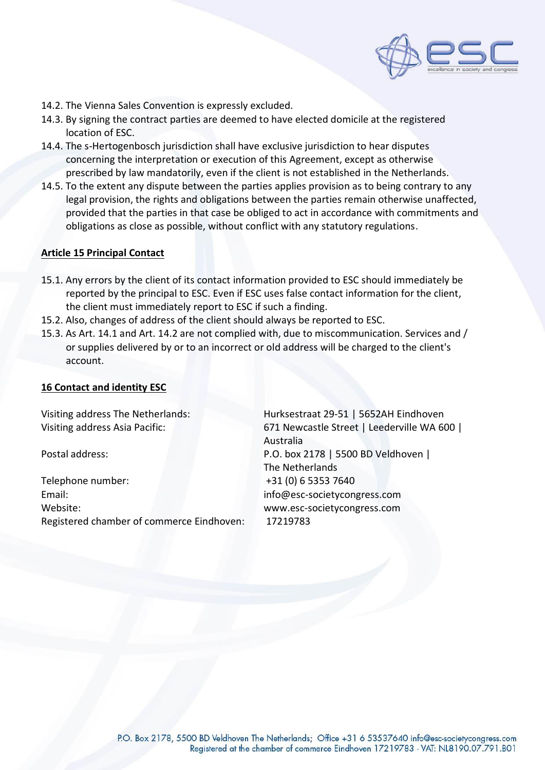14.2. The Vienna Sales Convention is expressly excluded.

14.3. By signing the contract parties are deemed to have elected domicile at the registered location of ESC.

14.4. The s-Hertogenbosch jurisdiction shall have exclusive jurisdiction to hear disputes concerning the interpretation or execution of this Agreement, except as otherwise prescribed by law mandatorily, even if the client is not established in the Netherlands.

14.5. To the extent any dispute between the parties applies provision as to being contrary to any legal provision, the rights and obligations between the parties remain otherwise unaffected, provided that the parties in that case be obliged to act in accordance with commitments and obligations as close as possible, without conflict with any statutory regulations.

## Article 15 Principal Contact

15.1. Any errors by the client of its contact information provided to ESC should immediately be reported by the principal to ESC. Even if ESC uses false contact information for the client, the client must immediately report to ESC if such a finding.

15.2. Also, changes of address of the client should always be reported to ESC.

15.3. As Art. 14.1 and Art. 14.2 are not complied with, due to miscommunication. Services and / or supplies delivered by or to an incorrect or old address will be charged to the client's account.

## 16 Contact and identity ESC

| | |
|---|---|
| Visiting address The Netherlands: | Hurksestraat 29-51 \| 5652AH Eindhoven |
| Visiting address Asia Pacific: | 671 Newcastle Street \| Leederville WA 600 \| Australia |
| Postal address: | P.O. box 2178 \| 5500 BD Veldhoven \| The Netherlands |
| Telephone number: | +31 (0) 6 5353 7640 |
| Email: | info@esc-societycongress.com |
| Website: | www.esc-societycongress.com |
| Registered chamber of commerce Eindhoven: | 17219783 |